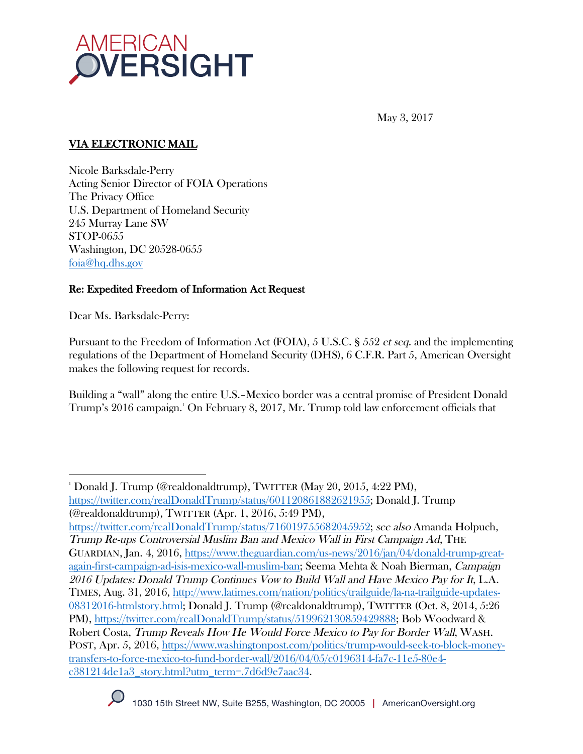# AMERICAN OVERSIGHT

May 3, 2017

**VIA ELECTRONIC MAIL**

Nicole Barksdale-Perry
Acting Senior Director of FOIA Operations
The Privacy Office
U.S. Department of Homeland Security
245 Murray Lane SW
STOP-0655
Washington, DC 20528-0655
foia@hq.dhs.gov

**Re: Expedited Freedom of Information Act Request**

Dear Ms. Barksdale-Perry:

Pursuant to the Freedom of Information Act (FOIA), 5 U.S.C. § 552 *et seq.* and the implementing regulations of the Department of Homeland Security (DHS), 6 C.F.R. Part 5, American Oversight makes the following request for records.

Building a "wall" along the entire U.S.–Mexico border was a central promise of President Donald Trump's 2016 campaign.[1] On February 8, 2017, Mr. Trump told law enforcement officials that

---

[1] Donald J. Trump (@realdonaldtrump), TWITTER (May 20, 2015, 4:22 PM), https://twitter.com/realDonaldTrump/status/601120861882621955; Donald J. Trump (@realdonaldtrump), TWITTER (Apr. 1, 2016, 5:49 PM), https://twitter.com/realDonaldTrump/status/716019755682045952; *see also* Amanda Holpuch, *Trump Re-ups Controversial Muslim Ban and Mexico Wall in First Campaign Ad*, THE GUARDIAN, Jan. 4, 2016, https://www.theguardian.com/us-news/2016/jan/04/donald-trump-great-again-first-campaign-ad-isis-mexico-wall-muslim-ban; Seema Mehta & Noah Bierman, *Campaign 2016 Updates: Donald Trump Continues Vow to Build Wall and Have Mexico Pay for It*, L.A. TIMES, Aug. 31, 2016, http://www.latimes.com/nation/politics/trailguide/la-na-trailguide-updates-08312016-htmlstory.html; Donald J. Trump (@realdonaldtrump), TWITTER (Oct. 8, 2014, 5:26 PM), https://twitter.com/realDonaldTrump/status/519962130859429888; Bob Woodward & Robert Costa, *Trump Reveals How He Would Force Mexico to Pay for Border Wall*, WASH. POST, Apr. 5, 2016, https://www.washingtonpost.com/politics/trump-would-seek-to-block-money-transfers-to-force-mexico-to-fund-border-wall/2016/04/05/c0196314-fa7c-11e5-80e4-c381214de1a3_story.html?utm_term=.7d6d9e7aac34.

1030 15th Street NW, Suite B255, Washington, DC 20005 | AmericanOversight.org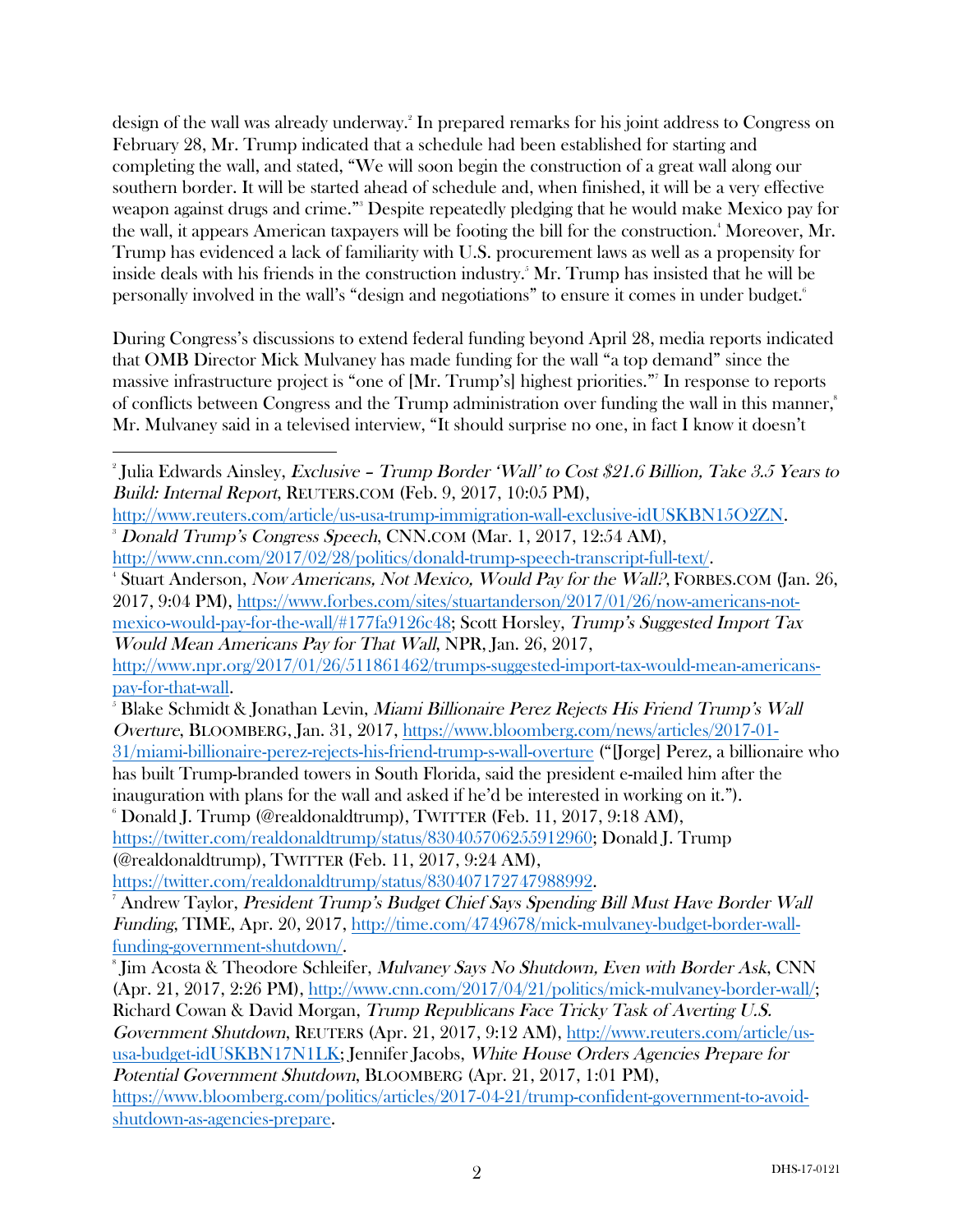design of the wall was already underway.[2] In prepared remarks for his joint address to Congress on February 28, Mr. Trump indicated that a schedule had been established for starting and completing the wall, and stated, "We will soon begin the construction of a great wall along our southern border. It will be started ahead of schedule and, when finished, it will be a very effective weapon against drugs and crime."[3] Despite repeatedly pledging that he would make Mexico pay for the wall, it appears American taxpayers will be footing the bill for the construction.[4] Moreover, Mr. Trump has evidenced a lack of familiarity with U.S. procurement laws as well as a propensity for inside deals with his friends in the construction industry.[5] Mr. Trump has insisted that he will be personally involved in the wall's "design and negotiations" to ensure it comes in under budget.[6]

During Congress's discussions to extend federal funding beyond April 28, media reports indicated that OMB Director Mick Mulvaney has made funding for the wall "a top demand" since the massive infrastructure project is "one of [Mr. Trump's] highest priorities."[7] In response to reports of conflicts between Congress and the Trump administration over funding the wall in this manner,[8] Mr. Mulvaney said in a televised interview, "It should surprise no one, in fact I know it doesn't

---

[2] Julia Edwards Ainsley, *Exclusive – Trump Border 'Wall' to Cost $21.6 Billion, Take 3.5 Years to Build: Internal Report*, REUTERS.COM (Feb. 9, 2017, 10:05 PM), http://www.reuters.com/article/us-usa-trump-immigration-wall-exclusive-idUSKBN15O2ZN.

[3] *Donald Trump's Congress Speech*, CNN.COM (Mar. 1, 2017, 12:54 AM), http://www.cnn.com/2017/02/28/politics/donald-trump-speech-transcript-full-text/.

[4] Stuart Anderson, *Now Americans, Not Mexico, Would Pay for the Wall?*, FORBES.COM (Jan. 26, 2017, 9:04 PM), https://www.forbes.com/sites/stuartanderson/2017/01/26/now-americans-not-mexico-would-pay-for-the-wall/#177fa9126c48; Scott Horsley, *Trump's Suggested Import Tax Would Mean Americans Pay for That Wall*, NPR, Jan. 26, 2017, http://www.npr.org/2017/01/26/511861462/trumps-suggested-import-tax-would-mean-americans-pay-for-that-wall.

[5] Blake Schmidt & Jonathan Levin, *Miami Billionaire Perez Rejects His Friend Trump's Wall Overture*, BLOOMBERG, Jan. 31, 2017, https://www.bloomberg.com/news/articles/2017-01-31/miami-billionaire-perez-rejects-his-friend-trump-s-wall-overture ("[Jorge] Perez, a billionaire who has built Trump-branded towers in South Florida, said the president e-mailed him after the inauguration with plans for the wall and asked if he'd be interested in working on it.").

[6] Donald J. Trump (@realdonaldtrump), TWITTER (Feb. 11, 2017, 9:18 AM), https://twitter.com/realdonaldtrump/status/830405706255912960; Donald J. Trump (@realdonaldtrump), TWITTER (Feb. 11, 2017, 9:24 AM), https://twitter.com/realdonaldtrump/status/830407172747988992.

[7] Andrew Taylor, *President Trump's Budget Chief Says Spending Bill Must Have Border Wall Funding*, TIME, Apr. 20, 2017, http://time.com/4749678/mick-mulvaney-budget-border-wall-funding-government-shutdown/.

[8] Jim Acosta & Theodore Schleifer, *Mulvaney Says No Shutdown, Even with Border Ask*, CNN (Apr. 21, 2017, 2:26 PM), http://www.cnn.com/2017/04/21/politics/mick-mulvaney-border-wall/; Richard Cowan & David Morgan, *Trump Republicans Face Tricky Task of Averting U.S. Government Shutdown*, REUTERS (Apr. 21, 2017, 9:12 AM), http://www.reuters.com/article/us-usa-budget-idUSKBN17N1LK; Jennifer Jacobs, *White House Orders Agencies Prepare for Potential Government Shutdown*, BLOOMBERG (Apr. 21, 2017, 1:01 PM), https://www.bloomberg.com/politics/articles/2017-04-21/trump-confident-government-to-avoid-shutdown-as-agencies-prepare.

DHS-17-0121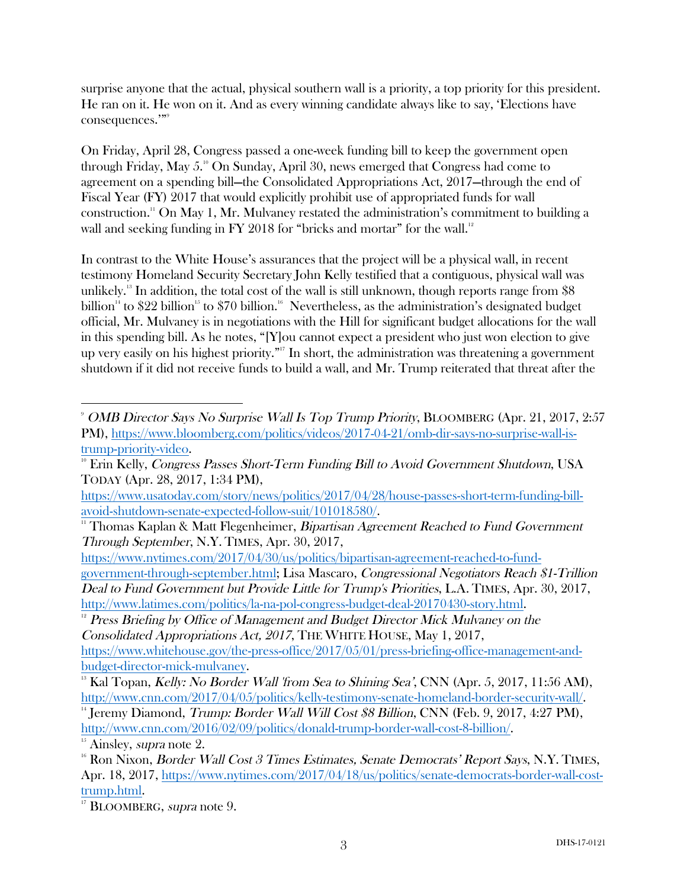surprise anyone that the actual, physical southern wall is a priority, a top priority for this president. He ran on it. He won on it. And as every winning candidate always like to say, 'Elections have consequences.'"[9]

On Friday, April 28, Congress passed a one-week funding bill to keep the government open through Friday, May 5.[10] On Sunday, April 30, news emerged that Congress had come to agreement on a spending bill—the Consolidated Appropriations Act, 2017—through the end of Fiscal Year (FY) 2017 that would explicitly prohibit use of appropriated funds for wall construction.[11] On May 1, Mr. Mulvaney restated the administration's commitment to building a wall and seeking funding in FY 2018 for "bricks and mortar" for the wall.[12]

In contrast to the White House's assurances that the project will be a physical wall, in recent testimony Homeland Security Secretary John Kelly testified that a contiguous, physical wall was unlikely.[13] In addition, the total cost of the wall is still unknown, though reports range from $8 billion[14] to $22 billion[15] to $70 billion.[16] Nevertheless, as the administration's designated budget official, Mr. Mulvaney is in negotiations with the Hill for significant budget allocations for the wall in this spending bill. As he notes, "[Y]ou cannot expect a president who just won election to give up very easily on his highest priority."[17] In short, the administration was threatening a government shutdown if it did not receive funds to build a wall, and Mr. Trump reiterated that threat after the

---

[9] *OMB Director Says No Surprise Wall Is Top Trump Priority*, BLOOMBERG (Apr. 21, 2017, 2:57 PM), https://www.bloomberg.com/politics/videos/2017-04-21/omb-dir-says-no-surprise-wall-is-trump-priority-video.

[10] Erin Kelly, *Congress Passes Short-Term Funding Bill to Avoid Government Shutdown*, USA TODAY (Apr. 28, 2017, 1:34 PM), https://www.usatoday.com/story/news/politics/2017/04/28/house-passes-short-term-funding-bill-avoid-shutdown-senate-expected-follow-suit/101018580/.

[11] Thomas Kaplan & Matt Flegenheimer, *Bipartisan Agreement Reached to Fund Government Through September*, N.Y. TIMES, Apr. 30, 2017, https://www.nytimes.com/2017/04/30/us/politics/bipartisan-agreement-reached-to-fund-government-through-september.html; Lisa Mascaro, *Congressional Negotiators Reach $1-Trillion Deal to Fund Government but Provide Little for Trump's Priorities*, L.A. TIMES, Apr. 30, 2017, http://www.latimes.com/politics/la-na-pol-congress-budget-deal-20170430-story.html.

[12] *Press Briefing by Office of Management and Budget Director Mick Mulvaney on the Consolidated Appropriations Act, 2017*, THE WHITE HOUSE, May 1, 2017, https://www.whitehouse.gov/the-press-office/2017/05/01/press-briefing-office-management-and-budget-director-mick-mulvaney.

[13] Kal Topan, *Kelly: No Border Wall 'from Sea to Shining Sea'*, CNN (Apr. 5, 2017, 11:56 AM), http://www.cnn.com/2017/04/05/politics/kelly-testimony-senate-homeland-border-security-wall/.

[14] Jeremy Diamond, *Trump: Border Wall Will Cost $8 Billion*, CNN (Feb. 9, 2017, 4:27 PM), http://www.cnn.com/2016/02/09/politics/donald-trump-border-wall-cost-8-billion/.

[15] Ainsley, *supra* note 2.

[16] Ron Nixon, *Border Wall Cost 3 Times Estimates, Senate Democrats' Report Says*, N.Y. TIMES, Apr. 18, 2017, https://www.nytimes.com/2017/04/18/us/politics/senate-democrats-border-wall-cost-trump.html.

[17] BLOOMBERG, *supra* note 9.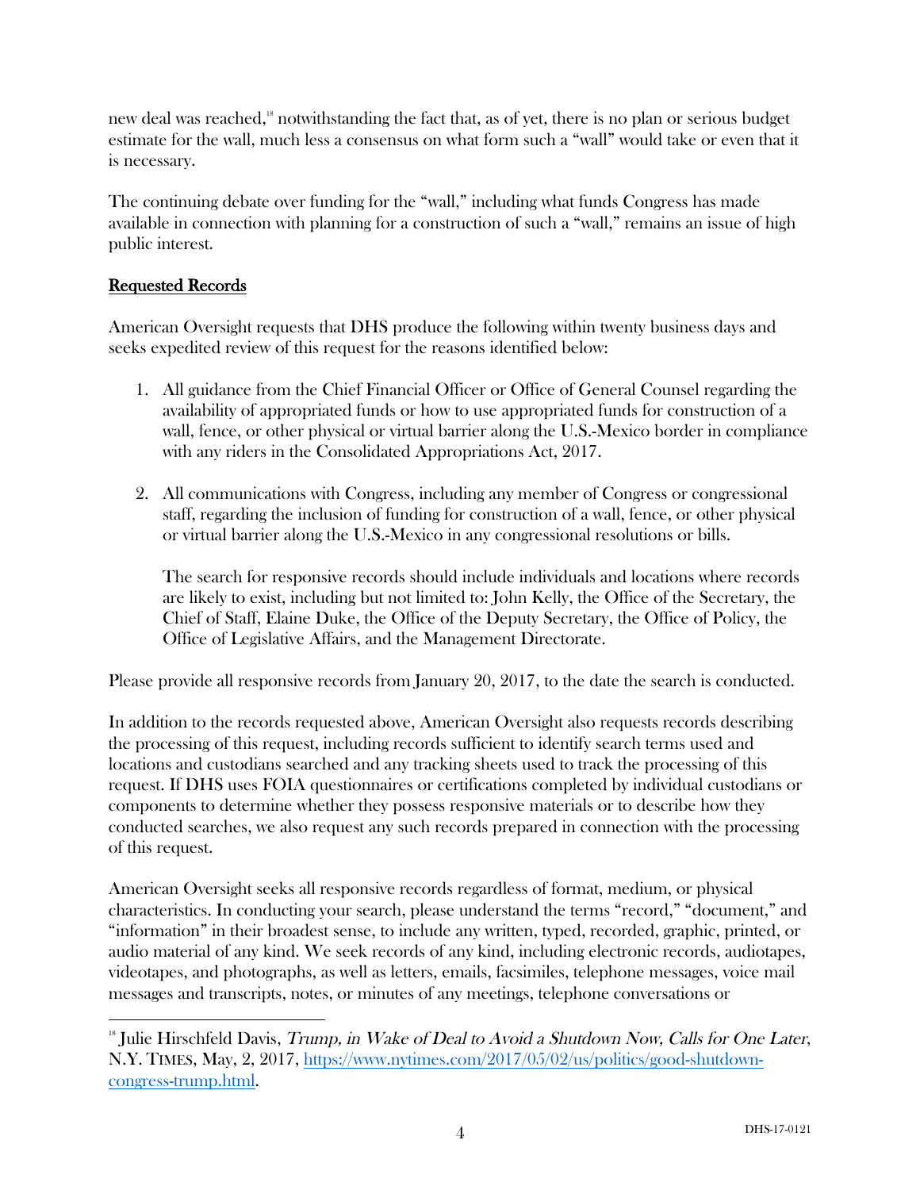new deal was reached,[18] notwithstanding the fact that, as of yet, there is no plan or serious budget estimate for the wall, much less a consensus on what form such a "wall" would take or even that it is necessary.

The continuing debate over funding for the "wall," including what funds Congress has made available in connection with planning for a construction of such a "wall," remains an issue of high public interest.

## Requested Records

American Oversight requests that DHS produce the following within twenty business days and seeks expedited review of this request for the reasons identified below:

1. All guidance from the Chief Financial Officer or Office of General Counsel regarding the availability of appropriated funds or how to use appropriated funds for construction of a wall, fence, or other physical or virtual barrier along the U.S.-Mexico border in compliance with any riders in the Consolidated Appropriations Act, 2017.

2. All communications with Congress, including any member of Congress or congressional staff, regarding the inclusion of funding for construction of a wall, fence, or other physical or virtual barrier along the U.S.-Mexico in any congressional resolutions or bills.

   The search for responsive records should include individuals and locations where records are likely to exist, including but not limited to: John Kelly, the Office of the Secretary, the Chief of Staff, Elaine Duke, the Office of the Deputy Secretary, the Office of Policy, the Office of Legislative Affairs, and the Management Directorate.

Please provide all responsive records from January 20, 2017, to the date the search is conducted.

In addition to the records requested above, American Oversight also requests records describing the processing of this request, including records sufficient to identify search terms used and locations and custodians searched and any tracking sheets used to track the processing of this request. If DHS uses FOIA questionnaires or certifications completed by individual custodians or components to determine whether they possess responsive materials or to describe how they conducted searches, we also request any such records prepared in connection with the processing of this request.

American Oversight seeks all responsive records regardless of format, medium, or physical characteristics. In conducting your search, please understand the terms "record," "document," and "information" in their broadest sense, to include any written, typed, recorded, graphic, printed, or audio material of any kind. We seek records of any kind, including electronic records, audiotapes, videotapes, and photographs, as well as letters, emails, facsimiles, telephone messages, voice mail messages and transcripts, notes, or minutes of any meetings, telephone conversations or

---

[18] Julie Hirschfeld Davis, *Trump, in Wake of Deal to Avoid a Shutdown Now, Calls for One Later*, N.Y. TIMES, May, 2, 2017, https://www.nytimes.com/2017/05/02/us/politics/good-shutdown-congress-trump.html.

DHS-17-0121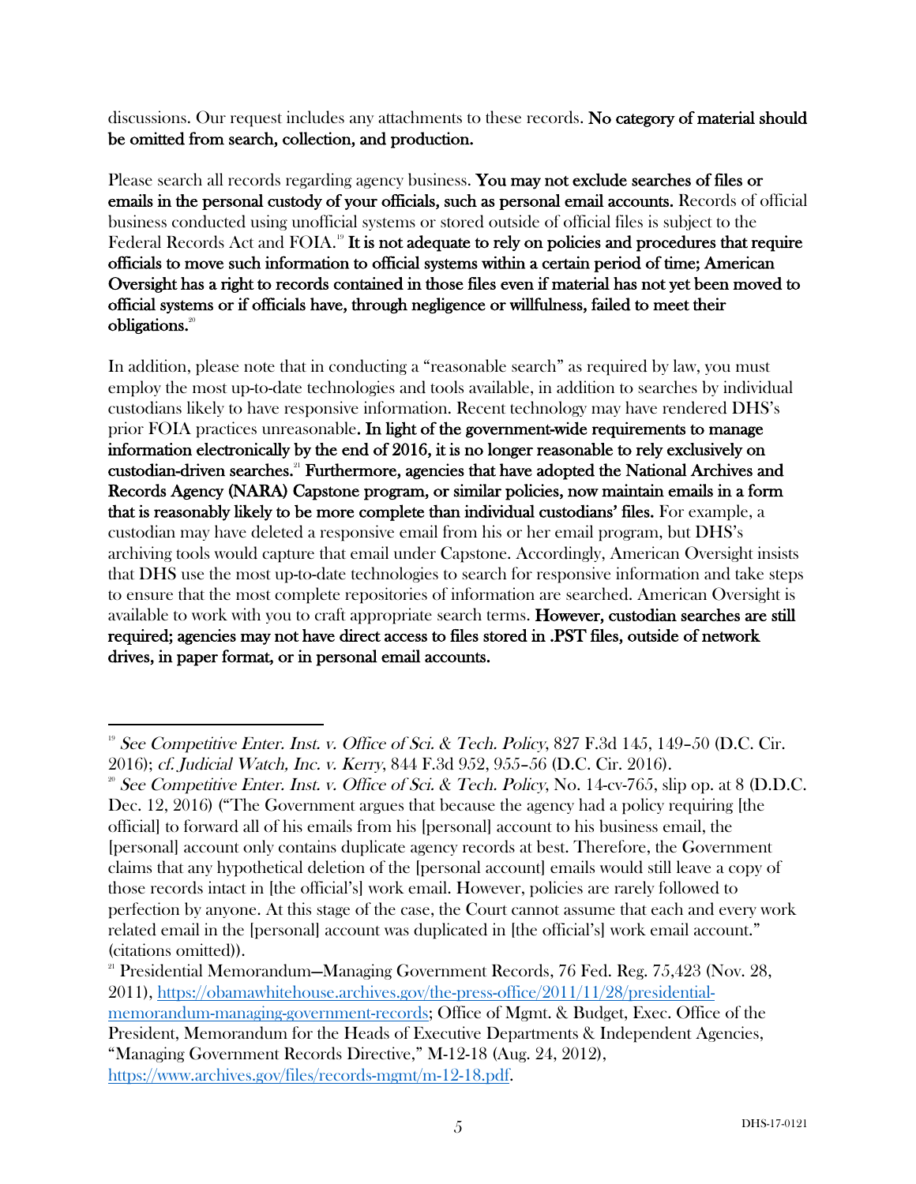discussions. Our request includes any attachments to these records. **No category of material should be omitted from search, collection, and production.**

Please search all records regarding agency business. **You may not exclude searches of files or emails in the personal custody of your officials, such as personal email accounts.** Records of official business conducted using unofficial systems or stored outside of official files is subject to the Federal Records Act and FOIA.[19] **It is not adequate to rely on policies and procedures that require officials to move such information to official systems within a certain period of time; American Oversight has a right to records contained in those files even if material has not yet been moved to official systems or if officials have, through negligence or willfulness, failed to meet their obligations.**[20]

In addition, please note that in conducting a "reasonable search" as required by law, you must employ the most up-to-date technologies and tools available, in addition to searches by individual custodians likely to have responsive information. Recent technology may have rendered DHS's prior FOIA practices unreasonable. **In light of the government-wide requirements to manage information electronically by the end of 2016, it is no longer reasonable to rely exclusively on custodian-driven searches.**[21] **Furthermore, agencies that have adopted the National Archives and Records Agency (NARA) Capstone program, or similar policies, now maintain emails in a form that is reasonably likely to be more complete than individual custodians' files.** For example, a custodian may have deleted a responsive email from his or her email program, but DHS's archiving tools would capture that email under Capstone. Accordingly, American Oversight insists that DHS use the most up-to-date technologies to search for responsive information and take steps to ensure that the most complete repositories of information are searched. American Oversight is available to work with you to craft appropriate search terms. **However, custodian searches are still required; agencies may not have direct access to files stored in .PST files, outside of network drives, in paper format, or in personal email accounts.**

---

[19] *See Competitive Enter. Inst. v. Office of Sci. & Tech. Policy*, 827 F.3d 145, 149–50 (D.C. Cir. 2016); *cf. Judicial Watch, Inc. v. Kerry*, 844 F.3d 952, 955–56 (D.C. Cir. 2016).

[20] *See Competitive Enter. Inst. v. Office of Sci. & Tech. Policy*, No. 14-cv-765, slip op. at 8 (D.D.C. Dec. 12, 2016) ("The Government argues that because the agency had a policy requiring [the official] to forward all of his emails from his [personal] account to his business email, the [personal] account only contains duplicate agency records at best. Therefore, the Government claims that any hypothetical deletion of the [personal account] emails would still leave a copy of those records intact in [the official's] work email. However, policies are rarely followed to perfection by anyone. At this stage of the case, the Court cannot assume that each and every work related email in the [personal] account was duplicated in [the official's] work email account." (citations omitted)).

[21] Presidential Memorandum—Managing Government Records, 76 Fed. Reg. 75,423 (Nov. 28, 2011), https://obamawhitehouse.archives.gov/the-press-office/2011/11/28/presidential-memorandum-managing-government-records; Office of Mgmt. & Budget, Exec. Office of the President, Memorandum for the Heads of Executive Departments & Independent Agencies, "Managing Government Records Directive," M-12-18 (Aug. 24, 2012), https://www.archives.gov/files/records-mgmt/m-12-18.pdf.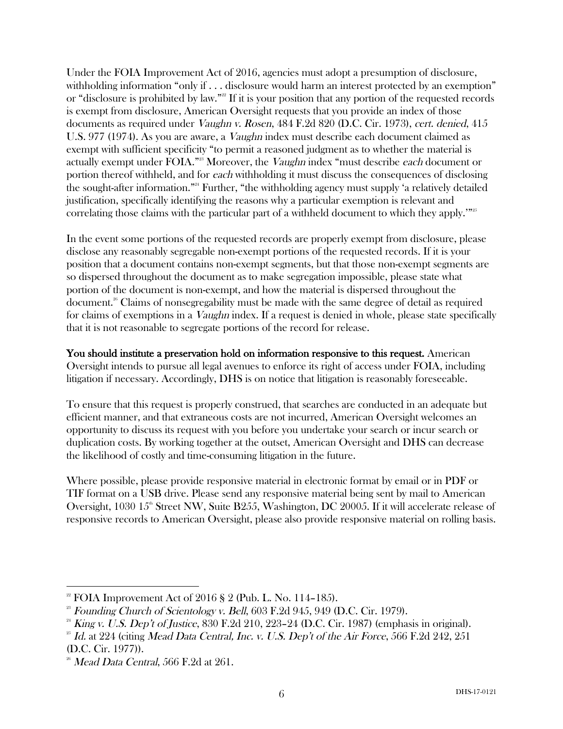Under the FOIA Improvement Act of 2016, agencies must adopt a presumption of disclosure, withholding information "only if . . . disclosure would harm an interest protected by an exemption" or "disclosure is prohibited by law."[22] If it is your position that any portion of the requested records is exempt from disclosure, American Oversight requests that you provide an index of those documents as required under *Vaughn v. Rosen*, 484 F.2d 820 (D.C. Cir. 1973), *cert. denied*, 415 U.S. 977 (1974). As you are aware, a *Vaughn* index must describe each document claimed as exempt with sufficient specificity "to permit a reasoned judgment as to whether the material is actually exempt under FOIA."[23] Moreover, the *Vaughn* index "must describe *each* document or portion thereof withheld, and for *each* withholding it must discuss the consequences of disclosing the sought-after information."[24] Further, "the withholding agency must supply 'a relatively detailed justification, specifically identifying the reasons why a particular exemption is relevant and correlating those claims with the particular part of a withheld document to which they apply.'"[25]

In the event some portions of the requested records are properly exempt from disclosure, please disclose any reasonably segregable non-exempt portions of the requested records. If it is your position that a document contains non-exempt segments, but that those non-exempt segments are so dispersed throughout the document as to make segregation impossible, please state what portion of the document is non-exempt, and how the material is dispersed throughout the document.[26] Claims of nonsegregability must be made with the same degree of detail as required for claims of exemptions in a *Vaughn* index. If a request is denied in whole, please state specifically that it is not reasonable to segregate portions of the record for release.

**You should institute a preservation hold on information responsive to this request.** American Oversight intends to pursue all legal avenues to enforce its right of access under FOIA, including litigation if necessary. Accordingly, DHS is on notice that litigation is reasonably foreseeable.

To ensure that this request is properly construed, that searches are conducted in an adequate but efficient manner, and that extraneous costs are not incurred, American Oversight welcomes an opportunity to discuss its request with you before you undertake your search or incur search or duplication costs. By working together at the outset, American Oversight and DHS can decrease the likelihood of costly and time-consuming litigation in the future.

Where possible, please provide responsive material in electronic format by email or in PDF or TIF format on a USB drive. Please send any responsive material being sent by mail to American Oversight, 1030 15th Street NW, Suite B255, Washington, DC 20005. If it will accelerate release of responsive records to American Oversight, please also provide responsive material on rolling basis.

---

[22] FOIA Improvement Act of 2016 § 2 (Pub. L. No. 114–185).

[23] *Founding Church of Scientology v. Bell*, 603 F.2d 945, 949 (D.C. Cir. 1979).

[24] *King v. U.S. Dep't of Justice*, 830 F.2d 210, 223–24 (D.C. Cir. 1987) (emphasis in original).

[25] *Id.* at 224 (citing *Mead Data Central, Inc. v. U.S. Dep't of the Air Force*, 566 F.2d 242, 251 (D.C. Cir. 1977)).

[26] *Mead Data Central*, 566 F.2d at 261.

DHS-17-0121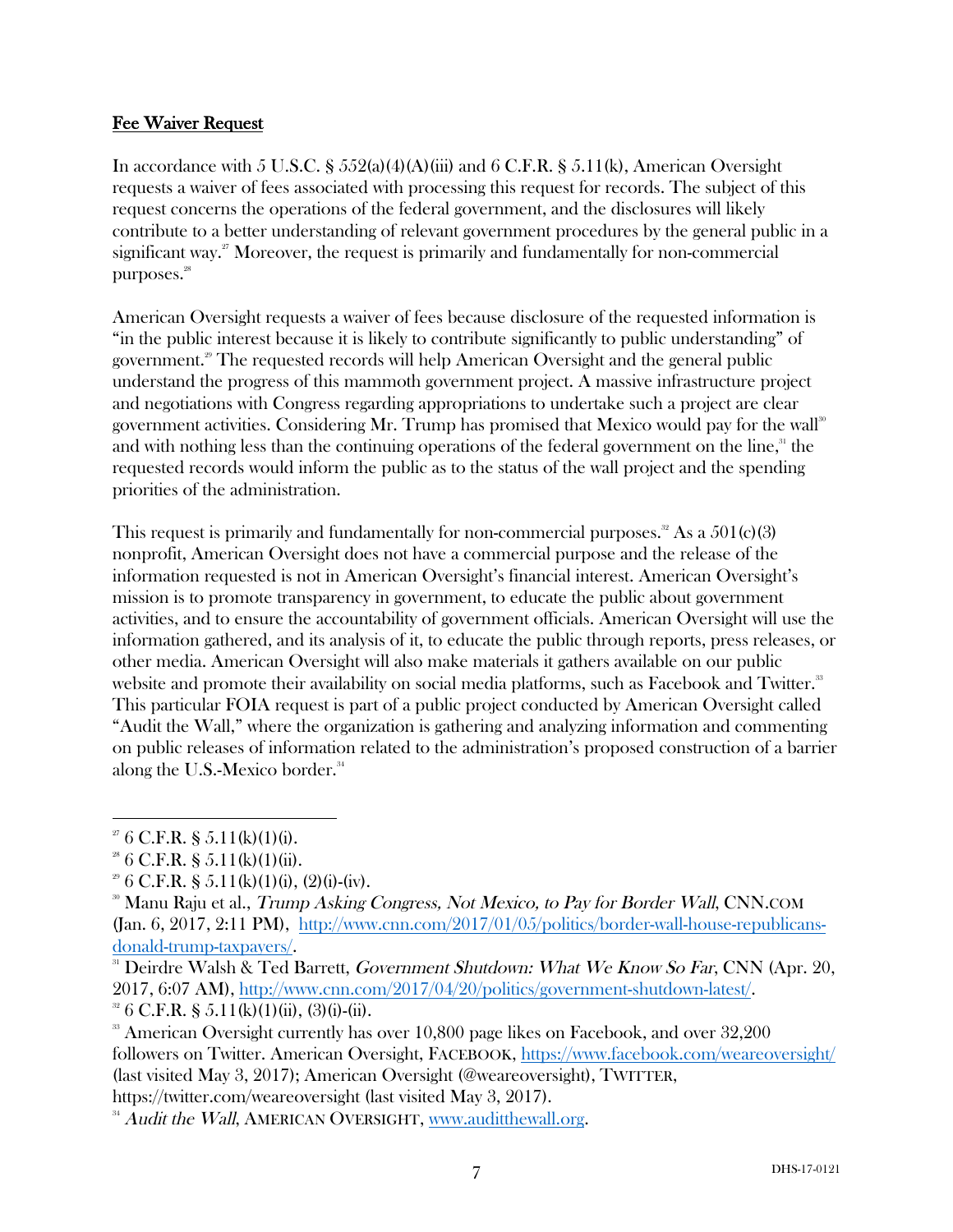**Fee Waiver Request**

In accordance with 5 U.S.C. § 552(a)(4)(A)(iii) and 6 C.F.R. § 5.11(k), American Oversight requests a waiver of fees associated with processing this request for records. The subject of this request concerns the operations of the federal government, and the disclosures will likely contribute to a better understanding of relevant government procedures by the general public in a significant way.[27] Moreover, the request is primarily and fundamentally for non-commercial purposes.[28]

American Oversight requests a waiver of fees because disclosure of the requested information is "in the public interest because it is likely to contribute significantly to public understanding" of government.[29] The requested records will help American Oversight and the general public understand the progress of this mammoth government project. A massive infrastructure project and negotiations with Congress regarding appropriations to undertake such a project are clear government activities. Considering Mr. Trump has promised that Mexico would pay for the wall[30] and with nothing less than the continuing operations of the federal government on the line,[31] the requested records would inform the public as to the status of the wall project and the spending priorities of the administration.

This request is primarily and fundamentally for non-commercial purposes.[32] As a 501(c)(3) nonprofit, American Oversight does not have a commercial purpose and the release of the information requested is not in American Oversight's financial interest. American Oversight's mission is to promote transparency in government, to educate the public about government activities, and to ensure the accountability of government officials. American Oversight will use the information gathered, and its analysis of it, to educate the public through reports, press releases, or other media. American Oversight will also make materials it gathers available on our public website and promote their availability on social media platforms, such as Facebook and Twitter.[33] This particular FOIA request is part of a public project conducted by American Oversight called "Audit the Wall," where the organization is gathering and analyzing information and commenting on public releases of information related to the administration's proposed construction of a barrier along the U.S.-Mexico border.[34]

---

[27] 6 C.F.R. § 5.11(k)(1)(i).

[28] 6 C.F.R. § 5.11(k)(1)(ii).

[29] 6 C.F.R. § 5.11(k)(1)(i), (2)(i)-(iv).

[30] Manu Raju et al., *Trump Asking Congress, Not Mexico, to Pay for Border Wall*, CNN.COM (Jan. 6, 2017, 2:11 PM), http://www.cnn.com/2017/01/05/politics/border-wall-house-republicans-donald-trump-taxpayers/.

[31] Deirdre Walsh & Ted Barrett, *Government Shutdown: What We Know So Far*, CNN (Apr. 20, 2017, 6:07 AM), http://www.cnn.com/2017/04/20/politics/government-shutdown-latest/.

[32] 6 C.F.R. § 5.11(k)(1)(ii), (3)(i)-(ii).

[33] American Oversight currently has over 10,800 page likes on Facebook, and over 32,200 followers on Twitter. American Oversight, FACEBOOK, https://www.facebook.com/weareoversight/ (last visited May 3, 2017); American Oversight (@weareoversight), TWITTER, https://twitter.com/weareoversight (last visited May 3, 2017).

[34] *Audit the Wall*, AMERICAN OVERSIGHT, www.auditthewall.org.

DHS-17-0121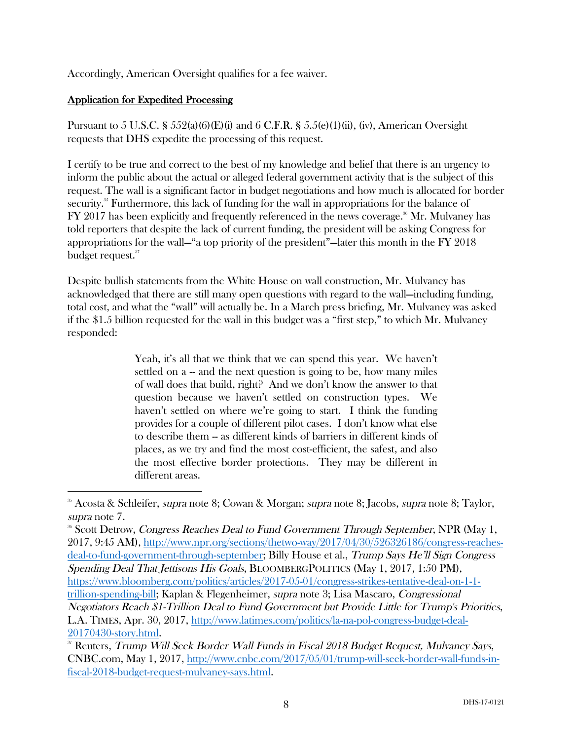Accordingly, American Oversight qualifies for a fee waiver.

## Application for Expedited Processing

Pursuant to 5 U.S.C. § 552(a)(6)(E)(i) and 6 C.F.R. § 5.5(e)(1)(ii), (iv), American Oversight requests that DHS expedite the processing of this request.

I certify to be true and correct to the best of my knowledge and belief that there is an urgency to inform the public about the actual or alleged federal government activity that is the subject of this request. The wall is a significant factor in budget negotiations and how much is allocated for border security.[35] Furthermore, this lack of funding for the wall in appropriations for the balance of FY 2017 has been explicitly and frequently referenced in the news coverage.[36] Mr. Mulvaney has told reporters that despite the lack of current funding, the president will be asking Congress for appropriations for the wall—"a top priority of the president"—later this month in the FY 2018 budget request.[37]

Despite bullish statements from the White House on wall construction, Mr. Mulvaney has acknowledged that there are still many open questions with regard to the wall—including funding, total cost, and what the "wall" will actually be. In a March press briefing, Mr. Mulvaney was asked if the $1.5 billion requested for the wall in this budget was a "first step," to which Mr. Mulvaney responded:

> Yeah, it's all that we think that we can spend this year. We haven't settled on a -- and the next question is going to be, how many miles of wall does that build, right? And we don't know the answer to that question because we haven't settled on construction types. We haven't settled on where we're going to start. I think the funding provides for a couple of different pilot cases. I don't know what else to describe them -- as different kinds of barriers in different kinds of places, as we try and find the most cost-efficient, the safest, and also the most effective border protections. They may be different in different areas.

---

[35] Acosta & Schleifer, *supra* note 8; Cowan & Morgan; *supra* note 8; Jacobs, *supra* note 8; Taylor, *supra* note 7.

[36] Scott Detrow, *Congress Reaches Deal to Fund Government Through September*, NPR (May 1, 2017, 9:45 AM), http://www.npr.org/sections/thetwo-way/2017/04/30/526326186/congress-reaches-deal-to-fund-government-through-september; Billy House et al., *Trump Says He'll Sign Congress Spending Deal That Jettisons His Goals*, BLOOMBERGPOLITICS (May 1, 2017, 1:50 PM), https://www.bloomberg.com/politics/articles/2017-05-01/congress-strikes-tentative-deal-on-1-1-trillion-spending-bill; Kaplan & Flegenheimer, *supra* note 3; Lisa Mascaro, *Congressional Negotiators Reach $1-Trillion Deal to Fund Government but Provide Little for Trump's Priorities*, L.A. TIMES, Apr. 30, 2017, http://www.latimes.com/politics/la-na-pol-congress-budget-deal-20170430-story.html.

[37] Reuters, *Trump Will Seek Border Wall Funds in Fiscal 2018 Budget Request, Mulvaney Says*, CNBC.com, May 1, 2017, http://www.cnbc.com/2017/05/01/trump-will-seek-border-wall-funds-in-fiscal-2018-budget-request-mulvaney-says.html.

DHS-17-0121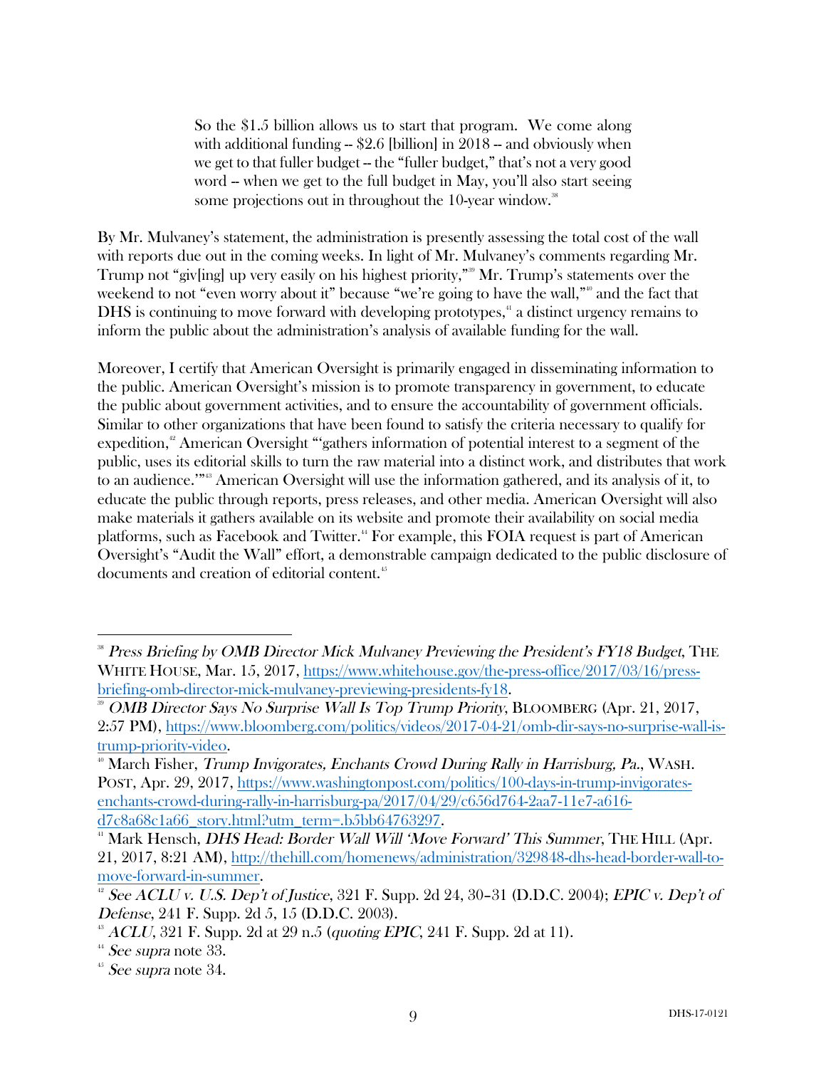> So the $1.5 billion allows us to start that program. We come along with additional funding -- $2.6 [billion] in 2018 -- and obviously when we get to that fuller budget -- the "fuller budget," that's not a very good word -- when we get to the full budget in May, you'll also start seeing some projections out in throughout the 10-year window.[38]

By Mr. Mulvaney's statement, the administration is presently assessing the total cost of the wall with reports due out in the coming weeks. In light of Mr. Mulvaney's comments regarding Mr. Trump not "giv[ing] up very easily on his highest priority,"[39] Mr. Trump's statements over the weekend to not "even worry about it" because "we're going to have the wall,"[40] and the fact that DHS is continuing to move forward with developing prototypes,[41] a distinct urgency remains to inform the public about the administration's analysis of available funding for the wall.

Moreover, I certify that American Oversight is primarily engaged in disseminating information to the public. American Oversight's mission is to promote transparency in government, to educate the public about government activities, and to ensure the accountability of government officials. Similar to other organizations that have been found to satisfy the criteria necessary to qualify for expedition,[42] American Oversight "'gathers information of potential interest to a segment of the public, uses its editorial skills to turn the raw material into a distinct work, and distributes that work to an audience.'"[43] American Oversight will use the information gathered, and its analysis of it, to educate the public through reports, press releases, and other media. American Oversight will also make materials it gathers available on its website and promote their availability on social media platforms, such as Facebook and Twitter.[44] For example, this FOIA request is part of American Oversight's "Audit the Wall" effort, a demonstrable campaign dedicated to the public disclosure of documents and creation of editorial content.[45]

---

[38] *Press Briefing by OMB Director Mick Mulvaney Previewing the President's FY18 Budget*, THE WHITE HOUSE, Mar. 15, 2017, https://www.whitehouse.gov/the-press-office/2017/03/16/press-briefing-omb-director-mick-mulvaney-previewing-presidents-fy18.

[39] *OMB Director Says No Surprise Wall Is Top Trump Priority*, BLOOMBERG (Apr. 21, 2017, 2:57 PM), https://www.bloomberg.com/politics/videos/2017-04-21/omb-dir-says-no-surprise-wall-is-trump-priority-video.

[40] March Fisher, *Trump Invigorates, Enchants Crowd During Rally in Harrisburg, Pa.*, WASH. POST, Apr. 29, 2017, https://www.washingtonpost.com/politics/100-days-in-trump-invigorates-enchants-crowd-during-rally-in-harrisburg-pa/2017/04/29/c656d764-2aa7-11e7-a616-d7c8a68c1a66_story.html?utm_term=.b5bb64763297.

[41] Mark Hensch, *DHS Head: Border Wall Will 'Move Forward' This Summer*, THE HILL (Apr. 21, 2017, 8:21 AM), http://thehill.com/homenews/administration/329848-dhs-head-border-wall-to-move-forward-in-summer.

[42] *See ACLU v. U.S. Dep't of Justice*, 321 F. Supp. 2d 24, 30–31 (D.D.C. 2004); *EPIC v. Dep't of Defense*, 241 F. Supp. 2d 5, 15 (D.D.C. 2003).

[43] *ACLU*, 321 F. Supp. 2d at 29 n.5 (*quoting EPIC*, 241 F. Supp. 2d at 11).

[44] *See supra* note 33.

[45] *See supra* note 34.

DHS-17-0121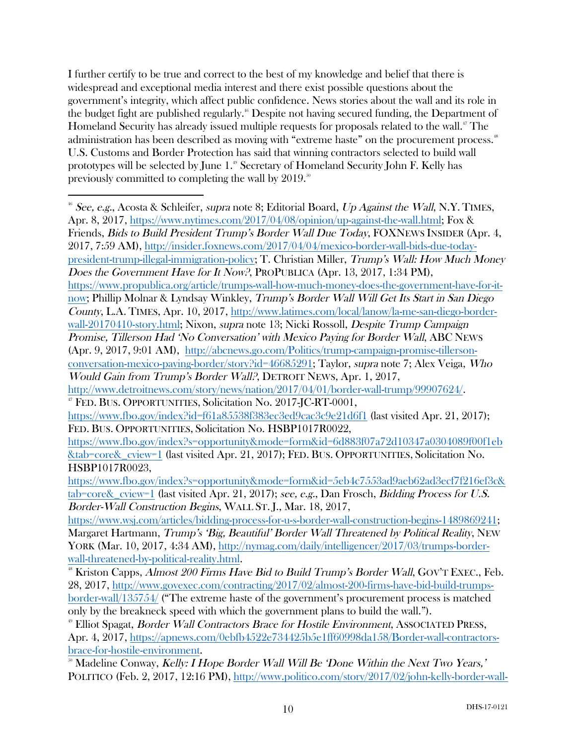I further certify to be true and correct to the best of my knowledge and belief that there is widespread and exceptional media interest and there exist possible questions about the government's integrity, which affect public confidence. News stories about the wall and its role in the budget fight are published regularly.[46] Despite not having secured funding, the Department of Homeland Security has already issued multiple requests for proposals related to the wall.[47] The administration has been described as moving with "extreme haste" on the procurement process.[48] U.S. Customs and Border Protection has said that winning contractors selected to build wall prototypes will be selected by June 1.[49] Secretary of Homeland Security John F. Kelly has previously committed to completing the wall by 2019.[50]

---

[46] *See, e.g.*, Acosta & Schleifer, *supra* note 8; Editorial Board, *Up Against the Wall*, N.Y. TIMES, Apr. 8, 2017, https://www.nytimes.com/2017/04/08/opinion/up-against-the-wall.html; Fox & Friends, *Bids to Build President Trump's Border Wall Due Today*, FOXNEWS INSIDER (Apr. 4, 2017, 7:59 AM), http://insider.foxnews.com/2017/04/04/mexico-border-wall-bids-due-today-president-trump-illegal-immigration-policy; T. Christian Miller, *Trump's Wall: How Much Money Does the Government Have for It Now?*, PROPUBLICA (Apr. 13, 2017, 1:34 PM), https://www.propublica.org/article/trumps-wall-how-much-money-does-the-government-have-for-it-now; Phillip Molnar & Lyndsay Winkley, *Trump's Border Wall Will Get Its Start in San Diego County*, L.A. TIMES, Apr. 10, 2017, http://www.latimes.com/local/lanow/la-me-san-diego-border-wall-20170410-story.html; Nixon, *supra* note 13; Nicki Rossoll, *Despite Trump Campaign Promise, Tillerson Had 'No Conversation' with Mexico Paying for Border Wall*, ABC NEWS (Apr. 9, 2017, 9:01 AM), http://abcnews.go.com/Politics/trump-campaign-promise-tillerson-conversation-mexico-paying-border/story?id=46685291; Taylor, *supra* note 7; Alex Veiga, *Who Would Gain from Trump's Border Wall?*, DETROIT NEWS, Apr. 1, 2017, http://www.detroitnews.com/story/news/nation/2017/04/01/border-wall-trump/99907624/.

[47] FED. BUS. OPPORTUNITIES, Solicitation No. 2017-JC-RT-0001, https://www.fbo.gov/index?id=f61a85538f383ec3ed9cac3c9e21d6f1 (last visited Apr. 21, 2017); FED. BUS. OPPORTUNITIES, Solicitation No. HSBP1017R0022, https://www.fbo.gov/index?s=opportunity&mode=form&id=6d883f07a72d10347a0304089f00f1eb&tab=core&_cview=1 (last visited Apr. 21, 2017); FED. BUS. OPPORTUNITIES, Solicitation No. HSBP1017R0023, https://www.fbo.gov/index?s=opportunity&mode=form&id=5eb4c7553ad9aeb62ad3ecf7f216ef3c&tab=core&_cview=1 (last visited Apr. 21, 2017); *see, e.g.*, Dan Frosch, *Bidding Process for U.S. Border-Wall Construction Begins*, WALL ST. J., Mar. 18, 2017, https://www.wsj.com/articles/bidding-process-for-u-s-border-wall-construction-begins-1489869241; Margaret Hartmann, *Trump's 'Big, Beautiful' Border Wall Threatened by Political Reality*, NEW YORK (Mar. 10, 2017, 4:34 AM), http://nymag.com/daily/intelligencer/2017/03/trumps-border-wall-threatened-by-political-reality.html.

[48] Kriston Capps, *Almost 200 Firms Have Bid to Build Trump's Border Wall*, GOV'T EXEC., Feb. 28, 2017, http://www.govexec.com/contracting/2017/02/almost-200-firms-have-bid-build-trumps-border-wall/135754/ ("The extreme haste of the government's procurement process is matched only by the breakneck speed with which the government plans to build the wall.").

[49] Elliot Spagat, *Border Wall Contractors Brace for Hostile Environment*, ASSOCIATED PRESS, Apr. 4, 2017, https://apnews.com/0ebfb4522e734425b5e1ff60998da158/Border-wall-contractors-brace-for-hostile-environment.

[50] Madeline Conway, *Kelly: I Hope Border Wall Will Be 'Done Within the Next Two Years,'* POLITICO (Feb. 2, 2017, 12:16 PM), http://www.politico.com/story/2017/02/john-kelly-border-wall-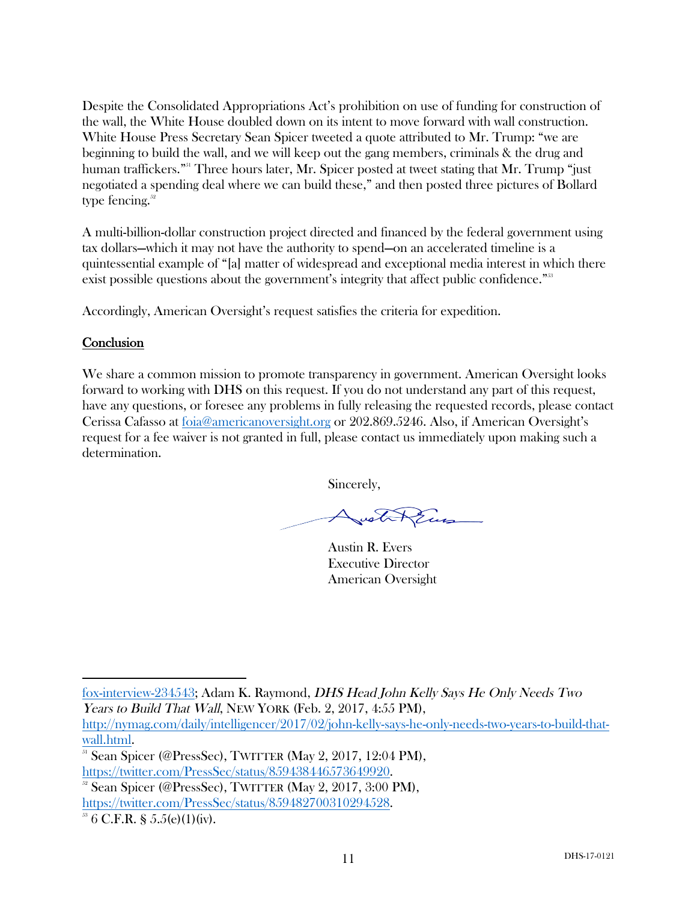Despite the Consolidated Appropriations Act's prohibition on use of funding for construction of the wall, the White House doubled down on its intent to move forward with wall construction. White House Press Secretary Sean Spicer tweeted a quote attributed to Mr. Trump: "we are beginning to build the wall, and we will keep out the gang members, criminals & the drug and human traffickers."[51] Three hours later, Mr. Spicer posted at tweet stating that Mr. Trump "just negotiated a spending deal where we can build these," and then posted three pictures of Bollard type fencing.[52]

A multi-billion-dollar construction project directed and financed by the federal government using tax dollars—which it may not have the authority to spend—on an accelerated timeline is a quintessential example of "[a] matter of widespread and exceptional media interest in which there exist possible questions about the government's integrity that affect public confidence."[53]

Accordingly, American Oversight's request satisfies the criteria for expedition.

## Conclusion

We share a common mission to promote transparency in government. American Oversight looks forward to working with DHS on this request. If you do not understand any part of this request, have any questions, or foresee any problems in fully releasing the requested records, please contact Cerissa Cafasso at foia@americanoversight.org or 202.869.5246. Also, if American Oversight's request for a fee waiver is not granted in full, please contact us immediately upon making such a determination.

Sincerely,

Austin R. Evers
Executive Director
American Oversight

---

fox-interview-234543; Adam K. Raymond, *DHS Head John Kelly Says He Only Needs Two Years to Build That Wall*, NEW YORK (Feb. 2, 2017, 4:55 PM), http://nymag.com/daily/intelligencer/2017/02/john-kelly-says-he-only-needs-two-years-to-build-that-wall.html.

[51] Sean Spicer (@PressSec), TWITTER (May 2, 2017, 12:04 PM), https://twitter.com/PressSec/status/859438446573649920.

[52] Sean Spicer (@PressSec), TWITTER (May 2, 2017, 3:00 PM), https://twitter.com/PressSec/status/859482700310294528.

[53] 6 C.F.R. § 5.5(e)(1)(iv).

DHS-17-0121